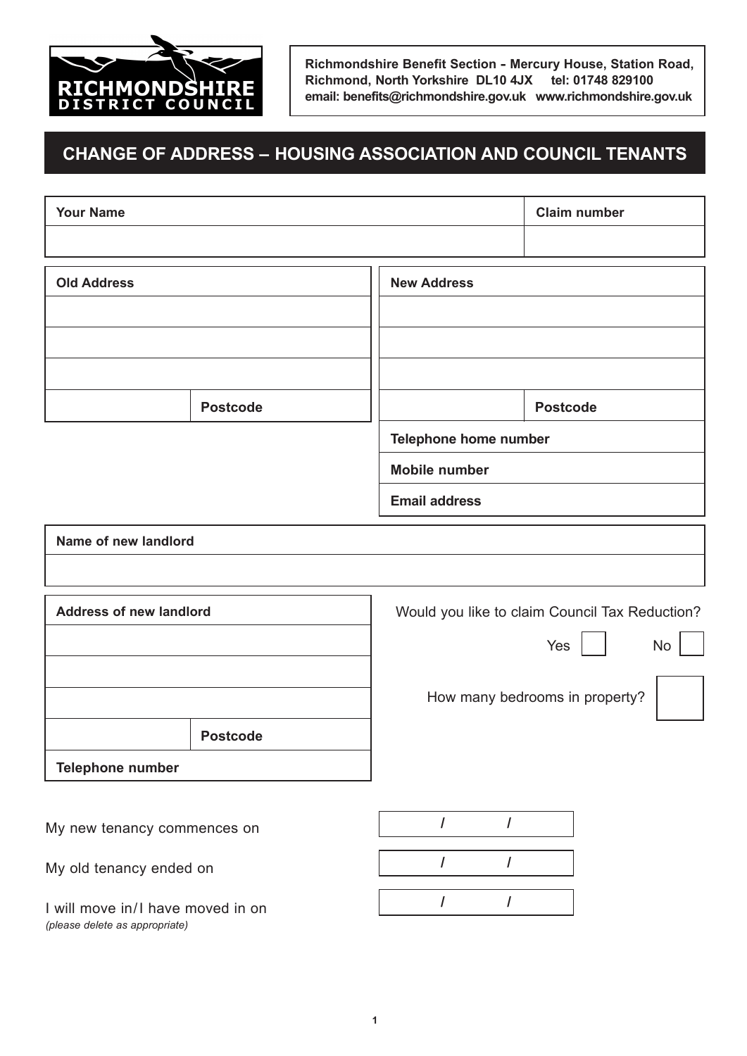**RICHMONDSHIRE DISTRICT COUNCIL**

**Richmondshire Benefit Section - Mercury House, Station Road, Richmond, North Yorkshire DL10 4JX tel: 01748 829100**
**email: benefits@richmondshire.gov.uk www.richmondshire.gov.uk**

# CHANGE OF ADDRESS – HOUSING ASSOCIATION AND COUNCIL TENANTS

| Your Name | Claim number |
| --- | --- |
| | |

| Old Address | |
| --- | --- |
| | |
| | |
| | |
| | Postcode |

| New Address | |
| --- | --- |
| | |
| | |
| | |
| | Postcode |
| Telephone home number | |
| Mobile number | |
| Email address | |

| Name of new landlord |
| --- |
| |

| Address of new landlord | |
| --- | --- |
| | |
| | |
| | |
| | Postcode |
| Telephone number | |

Would you like to claim Council Tax Reduction?

Yes ☐ No ☐

How many bedrooms in property? ☐

My new tenancy commences on &nbsp;&nbsp; / &nbsp;&nbsp; /

My old tenancy ended on &nbsp;&nbsp; / &nbsp;&nbsp; /

I will move in/I have moved in on &nbsp;&nbsp; / &nbsp;&nbsp; /
*(please delete as appropriate)*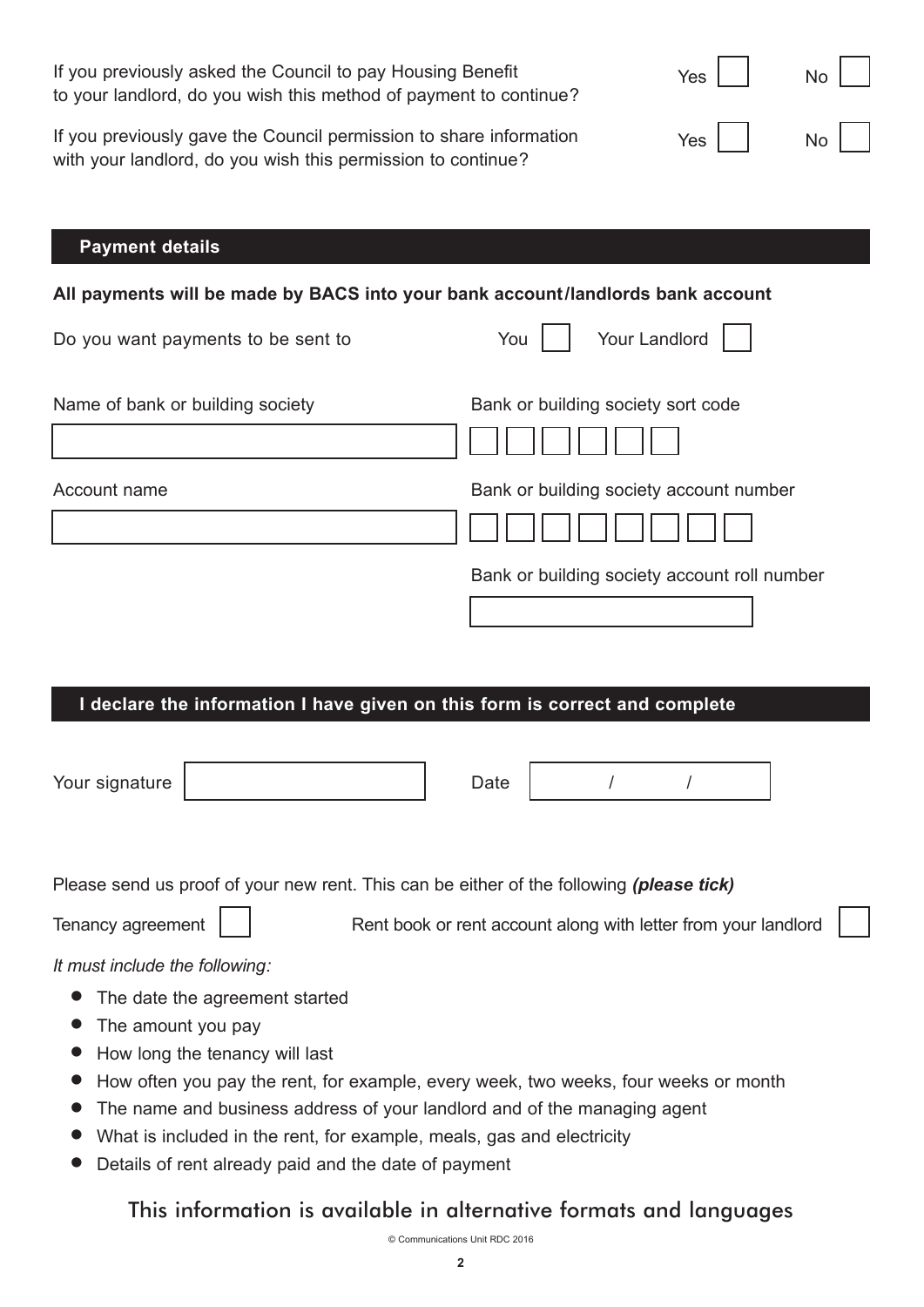If you previously asked the Council to pay Housing Benefit to your landlord, do you wish this method of payment to continue? Yes ☐ No ☐

If you previously gave the Council permission to share information with your landlord, do you wish this permission to continue? Yes ☐ No ☐

## Payment details

**All payments will be made by BACS into your bank account/landlords bank account**

Do you want payments to be sent to You ☐ Your Landlord ☐

Name of bank or building society

Bank or building society sort code

Account name

Bank or building society account number

Bank or building society account roll number

## I declare the information I have given on this form is correct and complete

Your signature

Date / /

Please send us proof of your new rent. This can be either of the following ***(please tick)***

Tenancy agreement ☐ Rent book or rent account along with letter from your landlord ☐

*It must include the following:*

- The date the agreement started
- The amount you pay
- How long the tenancy will last
- How often you pay the rent, for example, every week, two weeks, four weeks or month
- The name and business address of your landlord and of the managing agent
- What is included in the rent, for example, meals, gas and electricity
- Details of rent already paid and the date of payment

This information is available in alternative formats and languages

© Communications Unit RDC 2016